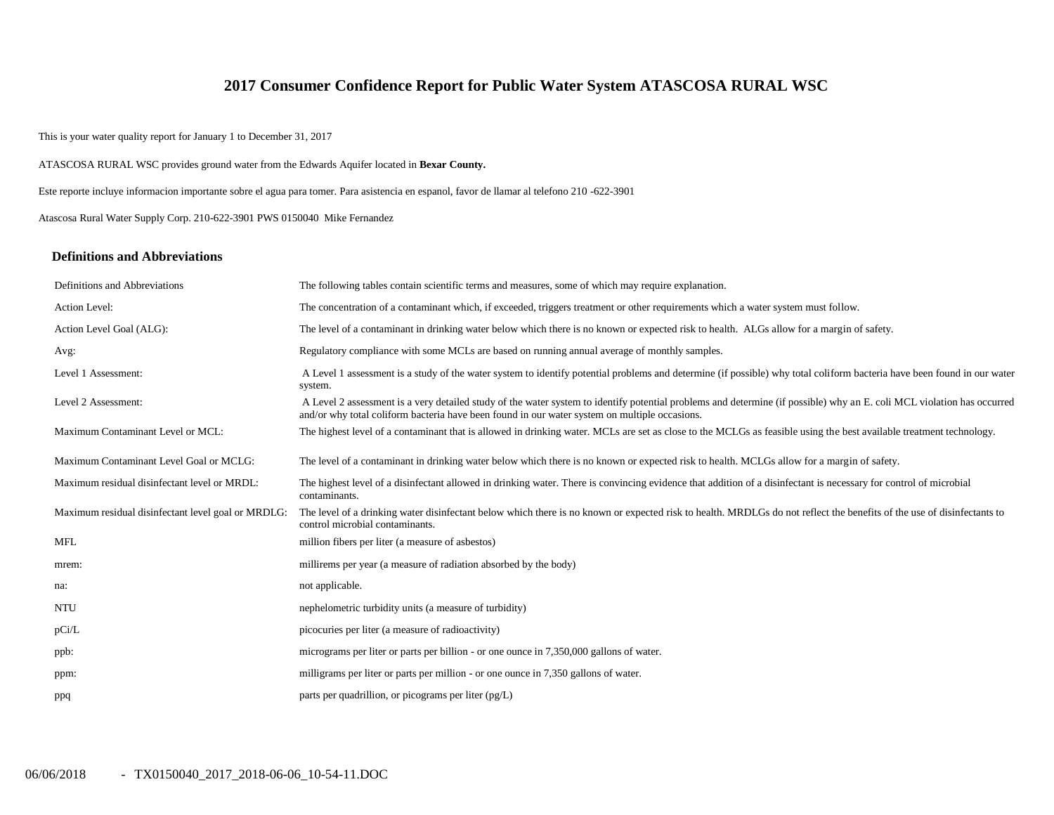# 2017 Consumer Confidence Report for Public Water System ATASCOSA RURAL WSC

This is your water quality report for January 1 to December 31, 2017

ATASCOSA RURAL WSC provides ground water from the Edwards Aquifer located in **Bexar County.**

Este reporte incluye informacion importante sobre el agua para tomer. Para asistencia en espanol, favor de llamar al telefono 210 -622-3901

Atascosa Rural Water Supply Corp. 210-622-3901 PWS 0150040 Mike Fernandez

## Definitions and Abbreviations

| | |
|---|---|
| Definitions and Abbreviations | The following tables contain scientific terms and measures, some of which may require explanation. |
| Action Level: | The concentration of a contaminant which, if exceeded, triggers treatment or other requirements which a water system must follow. |
| Action Level Goal (ALG): | The level of a contaminant in drinking water below which there is no known or expected risk to health. ALGs allow for a margin of safety. |
| Avg: | Regulatory compliance with some MCLs are based on running annual average of monthly samples. |
| Level 1 Assessment: | A Level 1 assessment is a study of the water system to identify potential problems and determine (if possible) why total coliform bacteria have been found in our water system. |
| Level 2 Assessment: | A Level 2 assessment is a very detailed study of the water system to identify potential problems and determine (if possible) why an E. coli MCL violation has occurred and/or why total coliform bacteria have been found in our water system on multiple occasions. |
| Maximum Contaminant Level or MCL: | The highest level of a contaminant that is allowed in drinking water. MCLs are set as close to the MCLGs as feasible using the best available treatment technology. |
| Maximum Contaminant Level Goal or MCLG: | The level of a contaminant in drinking water below which there is no known or expected risk to health. MCLGs allow for a margin of safety. |
| Maximum residual disinfectant level or MRDL: | The highest level of a disinfectant allowed in drinking water. There is convincing evidence that addition of a disinfectant is necessary for control of microbial contaminants. |
| Maximum residual disinfectant level goal or MRDLG: | The level of a drinking water disinfectant below which there is no known or expected risk to health. MRDLGs do not reflect the benefits of the use of disinfectants to control microbial contaminants. |
| MFL | million fibers per liter (a measure of asbestos) |
| mrem: | millirems per year (a measure of radiation absorbed by the body) |
| na: | not applicable. |
| NTU | nephelometric turbidity units (a measure of turbidity) |
| pCi/L | picocuries per liter (a measure of radioactivity) |
| ppb: | micrograms per liter or parts per billion - or one ounce in 7,350,000 gallons of water. |
| ppm: | milligrams per liter or parts per million - or one ounce in 7,350 gallons of water. |
| ppq | parts per quadrillion, or picograms per liter (pg/L) |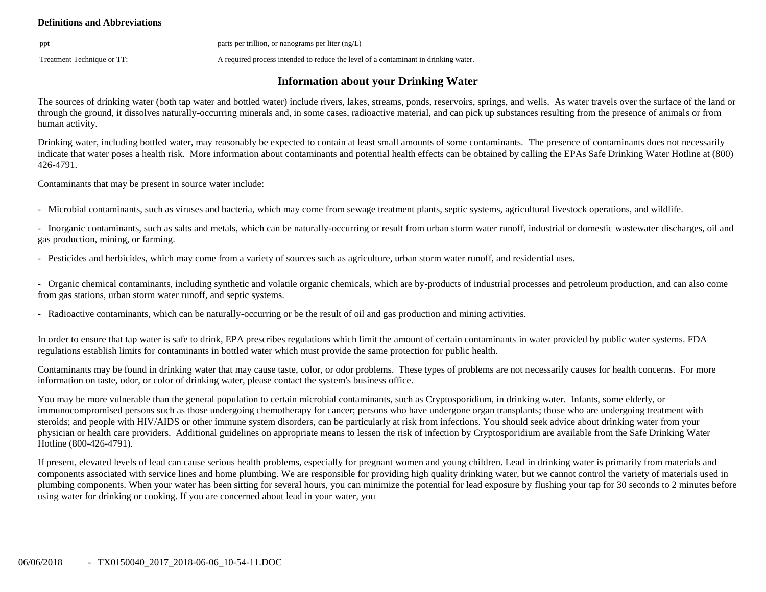**Definitions and Abbreviations**

| | |
|---|---|
| ppt | parts per trillion, or nanograms per liter (ng/L) |
| Treatment Technique or TT: | A required process intended to reduce the level of a contaminant in drinking water. |

## Information about your Drinking Water

The sources of drinking water (both tap water and bottled water) include rivers, lakes, streams, ponds, reservoirs, springs, and wells. As water travels over the surface of the land or through the ground, it dissolves naturally-occurring minerals and, in some cases, radioactive material, and can pick up substances resulting from the presence of animals or from human activity.

Drinking water, including bottled water, may reasonably be expected to contain at least small amounts of some contaminants. The presence of contaminants does not necessarily indicate that water poses a health risk. More information about contaminants and potential health effects can be obtained by calling the EPAs Safe Drinking Water Hotline at (800) 426-4791.

Contaminants that may be present in source water include:

- Microbial contaminants, such as viruses and bacteria, which may come from sewage treatment plants, septic systems, agricultural livestock operations, and wildlife.

- Inorganic contaminants, such as salts and metals, which can be naturally-occurring or result from urban storm water runoff, industrial or domestic wastewater discharges, oil and gas production, mining, or farming.

- Pesticides and herbicides, which may come from a variety of sources such as agriculture, urban storm water runoff, and residential uses.

- Organic chemical contaminants, including synthetic and volatile organic chemicals, which are by-products of industrial processes and petroleum production, and can also come from gas stations, urban storm water runoff, and septic systems.

- Radioactive contaminants, which can be naturally-occurring or be the result of oil and gas production and mining activities.

In order to ensure that tap water is safe to drink, EPA prescribes regulations which limit the amount of certain contaminants in water provided by public water systems. FDA regulations establish limits for contaminants in bottled water which must provide the same protection for public health.

Contaminants may be found in drinking water that may cause taste, color, or odor problems. These types of problems are not necessarily causes for health concerns. For more information on taste, odor, or color of drinking water, please contact the system's business office.

You may be more vulnerable than the general population to certain microbial contaminants, such as Cryptosporidium, in drinking water. Infants, some elderly, or immunocompromised persons such as those undergoing chemotherapy for cancer; persons who have undergone organ transplants; those who are undergoing treatment with steroids; and people with HIV/AIDS or other immune system disorders, can be particularly at risk from infections. You should seek advice about drinking water from your physician or health care providers. Additional guidelines on appropriate means to lessen the risk of infection by Cryptosporidium are available from the Safe Drinking Water Hotline (800-426-4791).

If present, elevated levels of lead can cause serious health problems, especially for pregnant women and young children. Lead in drinking water is primarily from materials and components associated with service lines and home plumbing. We are responsible for providing high quality drinking water, but we cannot control the variety of materials used in plumbing components. When your water has been sitting for several hours, you can minimize the potential for lead exposure by flushing your tap for 30 seconds to 2 minutes before using water for drinking or cooking. If you are concerned about lead in your water, you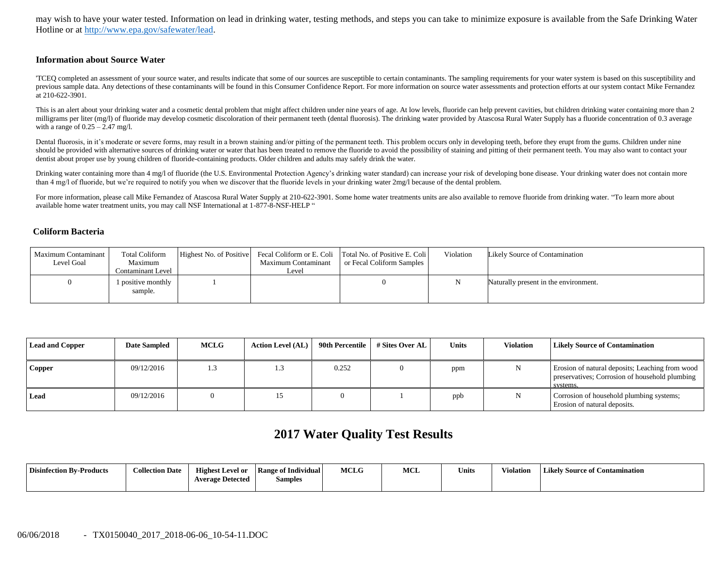may wish to have your water tested. Information on lead in drinking water, testing methods, and steps you can take to minimize exposure is available from the Safe Drinking Water Hotline or at http://www.epa.gov/safewater/lead.

### Information about Source Water

'TCEQ completed an assessment of your source water, and results indicate that some of our sources are susceptible to certain contaminants. The sampling requirements for your water system is based on this susceptibility and previous sample data. Any detections of these contaminants will be found in this Consumer Confidence Report. For more information on source water assessments and protection efforts at our system contact Mike Fernandez at 210-622-3901.

This is an alert about your drinking water and a cosmetic dental problem that might affect children under nine years of age. At low levels, fluoride can help prevent cavities, but children drinking water containing more than 2 milligrams per liter (mg/l) of fluoride may develop cosmetic discoloration of their permanent teeth (dental fluorosis). The drinking water provided by Atascosa Rural Water Supply has a fluoride concentration of 0.3 average with a range of 0.25 – 2.47 mg/l.

Dental fluorosis, in it's moderate or severe forms, may result in a brown staining and/or pitting of the permanent teeth. This problem occurs only in developing teeth, before they erupt from the gums. Children under nine should be provided with alternative sources of drinking water or water that has been treated to remove the fluoride to avoid the possibility of staining and pitting of their permanent teeth. You may also want to contact your dentist about proper use by young children of fluoride-containing products. Older children and adults may safely drink the water.

Drinking water containing more than 4 mg/l of fluoride (the U.S. Environmental Protection Agency's drinking water standard) can increase your risk of developing bone disease. Your drinking water does not contain more than 4 mg/l of fluoride, but we're required to notify you when we discover that the fluoride levels in your drinking water 2mg/l because of the dental problem.

For more information, please call Mike Fernandez of Atascosa Rural Water Supply at 210-622-3901. Some home water treatments units are also available to remove fluoride from drinking water. "To learn more about available home water treatment units, you may call NSF International at 1-877-8-NSF-HELP "

### Coliform Bacteria

| Maximum Contaminant Level Goal | Total Coliform Maximum Contaminant Level | Highest No. of Positive | Fecal Coliform or E. Coli Maximum Contaminant Level | Total No. of Positive E. Coli or Fecal Coliform Samples | Violation | Likely Source of Contamination |
|---|---|---|---|---|---|---|
| 0 | 1 positive monthly sample. | 1 | | 0 | N | Naturally present in the environment. |

| Lead and Copper | Date Sampled | MCLG | Action Level (AL) | 90th Percentile | # Sites Over AL | Units | Violation | Likely Source of Contamination |
|---|---|---|---|---|---|---|---|---|
| **Copper** | 09/12/2016 | 1.3 | 1.3 | 0.252 | 0 | ppm | N | Erosion of natural deposits; Leaching from wood preservatives; Corrosion of household plumbing systems. |
| **Lead** | 09/12/2016 | 0 | 15 | 0 | 1 | ppb | N | Corrosion of household plumbing systems; Erosion of natural deposits. |

## 2017 Water Quality Test Results

| Disinfection By-Products | Collection Date | Highest Level or Average Detected | Range of Individual Samples | MCLG | MCL | Units | Violation | Likely Source of Contamination |
|---|---|---|---|---|---|---|---|---|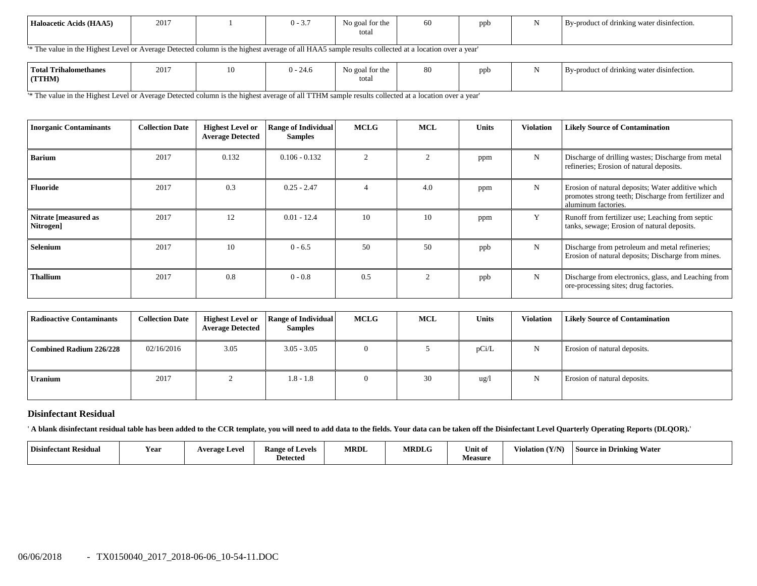| Haloacetic Acids (HAA5) | 2017 | 1 | 0 - 3.7 | No goal for the total | 60 | ppb | N | By-product of drinking water disinfection. |
|---|---|---|---|---|---|---|---|---|

'* The value in the Highest Level or Average Detected column is the highest average of all HAA5 sample results collected at a location over a year'

| Total Trihalomethanes (TTHM) | 2017 | 10 | 0 - 24.6 | No goal for the total | 80 | ppb | N | By-product of drinking water disinfection. |
|---|---|---|---|---|---|---|---|---|

'* The value in the Highest Level or Average Detected column is the highest average of all TTHM sample results collected at a location over a year'

| Inorganic Contaminants | Collection Date | Highest Level or Average Detected | Range of Individual Samples | MCLG | MCL | Units | Violation | Likely Source of Contamination |
|---|---|---|---|---|---|---|---|---|
| Barium | 2017 | 0.132 | 0.106 - 0.132 | 2 | 2 | ppm | N | Discharge of drilling wastes; Discharge from metal refineries; Erosion of natural deposits. |
| Fluoride | 2017 | 0.3 | 0.25 - 2.47 | 4 | 4.0 | ppm | N | Erosion of natural deposits; Water additive which promotes strong teeth; Discharge from fertilizer and aluminum factories. |
| Nitrate [measured as Nitrogen] | 2017 | 12 | 0.01 - 12.4 | 10 | 10 | ppm | Y | Runoff from fertilizer use; Leaching from septic tanks, sewage; Erosion of natural deposits. |
| Selenium | 2017 | 10 | 0 - 6.5 | 50 | 50 | ppb | N | Discharge from petroleum and metal refineries; Erosion of natural deposits; Discharge from mines. |
| Thallium | 2017 | 0.8 | 0 - 0.8 | 0.5 | 2 | ppb | N | Discharge from electronics, glass, and Leaching from ore-processing sites; drug factories. |

| Radioactive Contaminants | Collection Date | Highest Level or Average Detected | Range of Individual Samples | MCLG | MCL | Units | Violation | Likely Source of Contamination |
|---|---|---|---|---|---|---|---|---|
| Combined Radium 226/228 | 02/16/2016 | 3.05 | 3.05 - 3.05 | 0 | 5 | pCi/L | N | Erosion of natural deposits. |
| Uranium | 2017 | 2 | 1.8 - 1.8 | 0 | 30 | ug/l | N | Erosion of natural deposits. |

### Disinfectant Residual

' **A blank disinfectant residual table has been added to the CCR template, you will need to add data to the fields. Your data can be taken off the Disinfectant Level Quarterly Operating Reports (DLQOR).**'

| Disinfectant Residual | Year | Average Level | Range of Levels Detected | MRDL | MRDLG | Unit of Measure | Violation (Y/N) | Source in Drinking Water |
|---|---|---|---|---|---|---|---|---|

06/06/2018 - TX0150040_2017_2018-06-06_10-54-11.DOC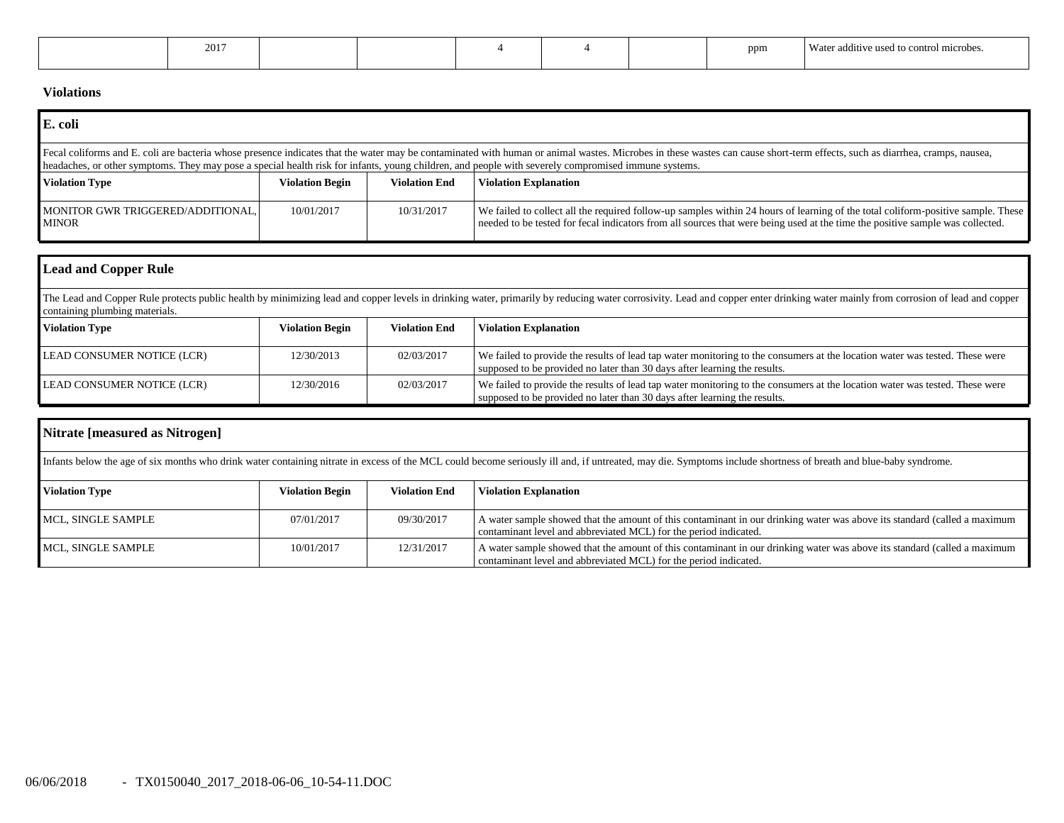| | | | | | | | | |
|---|---|---|---|---|---|---|---|---|
| | 2017 | | | 4 | 4 | | ppm | Water additive used to control microbes. |

### Violations

**E. coli**

Fecal coliforms and E. coli are bacteria whose presence indicates that the water may be contaminated with human or animal wastes. Microbes in these wastes can cause short-term effects, such as diarrhea, cramps, nausea, headaches, or other symptoms. They may pose a special health risk for infants, young children, and people with severely compromised immune systems.

| Violation Type | Violation Begin | Violation End | Violation Explanation |
|---|---|---|---|
| MONITOR GWR TRIGGERED/ADDITIONAL, MINOR | 10/01/2017 | 10/31/2017 | We failed to collect all the required follow-up samples within 24 hours of learning of the total coliform-positive sample. These needed to be tested for fecal indicators from all sources that were being used at the time the positive sample was collected. |

**Lead and Copper Rule**

The Lead and Copper Rule protects public health by minimizing lead and copper levels in drinking water, primarily by reducing water corrosivity. Lead and copper enter drinking water mainly from corrosion of lead and copper containing plumbing materials.

| Violation Type | Violation Begin | Violation End | Violation Explanation |
|---|---|---|---|
| LEAD CONSUMER NOTICE (LCR) | 12/30/2013 | 02/03/2017 | We failed to provide the results of lead tap water monitoring to the consumers at the location water was tested. These were supposed to be provided no later than 30 days after learning the results. |
| LEAD CONSUMER NOTICE (LCR) | 12/30/2016 | 02/03/2017 | We failed to provide the results of lead tap water monitoring to the consumers at the location water was tested. These were supposed to be provided no later than 30 days after learning the results. |

**Nitrate [measured as Nitrogen]**

Infants below the age of six months who drink water containing nitrate in excess of the MCL could become seriously ill and, if untreated, may die. Symptoms include shortness of breath and blue-baby syndrome.

| Violation Type | Violation Begin | Violation End | Violation Explanation |
|---|---|---|---|
| MCL, SINGLE SAMPLE | 07/01/2017 | 09/30/2017 | A water sample showed that the amount of this contaminant in our drinking water was above its standard (called a maximum contaminant level and abbreviated MCL) for the period indicated. |
| MCL, SINGLE SAMPLE | 10/01/2017 | 12/31/2017 | A water sample showed that the amount of this contaminant in our drinking water was above its standard (called a maximum contaminant level and abbreviated MCL) for the period indicated. |